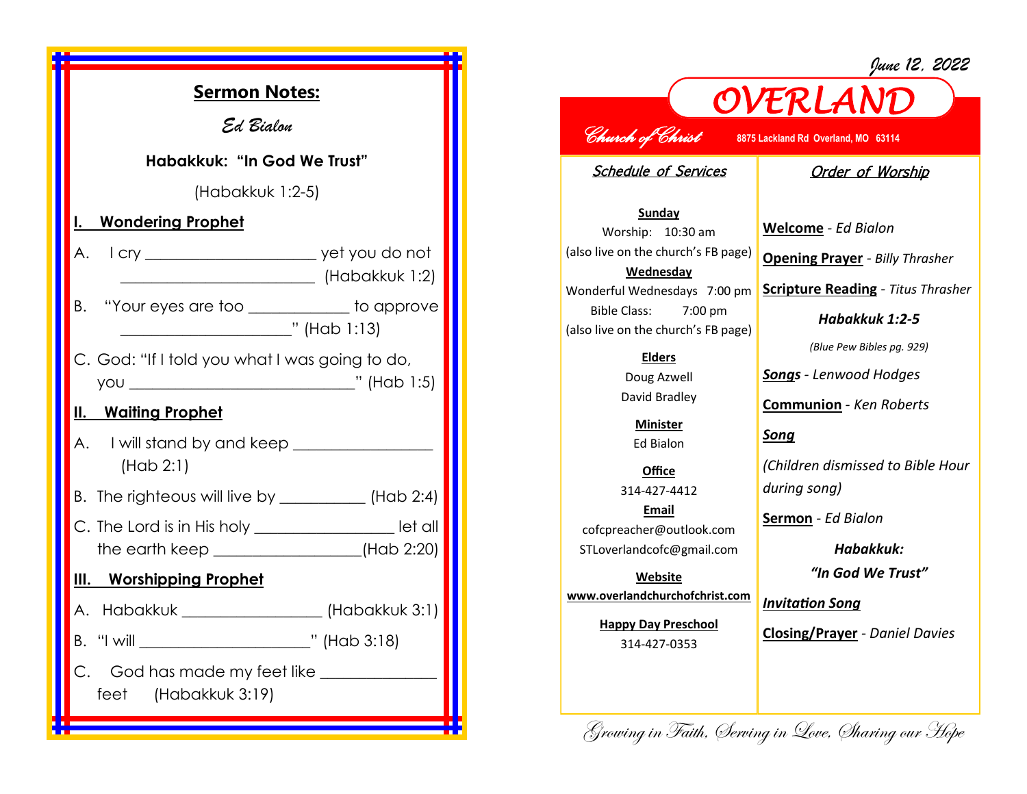## Sermon Notes:

*Ed Bialon*

**Habakkuk: "In God We Trust"**

(Habakkuk 1:2-5)

### I. Wondering Prophet

A. I cry ____________________ yet you do not ______________________ (Habakkuk 1:2)

B. "Your eyes are too ___________ to approve ____________________" (Hab 1:13)

C. God: "If I told you what I was going to do, you __________________________" (Hab 1:5)

### II. Waiting Prophet

A. I will stand by and keep ________________ (Hab 2:1)

B. The righteous will live by __________ (Hab 2:4)

C. The Lord is in His holy ________________ let all the earth keep _________________(Hab 2:20)

### III. Worshipping Prophet

A. Habakkuk ________________ (Habakkuk 3:1)

B. "I will ____________________" (Hab 3:18)

C. God has made my feet like _____________ feet (Habakkuk 3:19)

---

*June 12, 2022*

# OVERLAND

*Church of Christ* **8875 Lackland Rd Overland, MO 63114**

## *Schedule of Services*

**Sunday**
Worship: 10:30 am
(also live on the church's FB page)

**Wednesday**
Wonderful Wednesdays 7:00 pm
Bible Class: 7:00 pm
(also live on the church's FB page)

**Elders**
Doug Azwell
David Bradley

**Minister**
Ed Bialon

**Office**
314-427-4412

**Email**
cofcpreacher@outlook.com
STLoverlandcofc@gmail.com

**Website**
**www.overlandchurchofchrist.com**

**Happy Day Preschool**
314-427-0353

## *Order of Worship*

**Welcome** - *Ed Bialon*

**Opening Prayer** - *Billy Thrasher*

**Scripture Reading** - *Titus Thrasher*

***Habakkuk 1:2-5***

*(Blue Pew Bibles pg. 929)*

***Songs*** - *Lenwood Hodges*

**Communion** - *Ken Roberts*

***Song***

*(Children dismissed to Bible Hour during song)*

**Sermon** - *Ed Bialon*

***Habakkuk:***
***"In God We Trust"***

***Invitation Song***

**Closing/Prayer** - *Daniel Davies*

*Growing in Faith, Serving in Love, Sharing our Hope*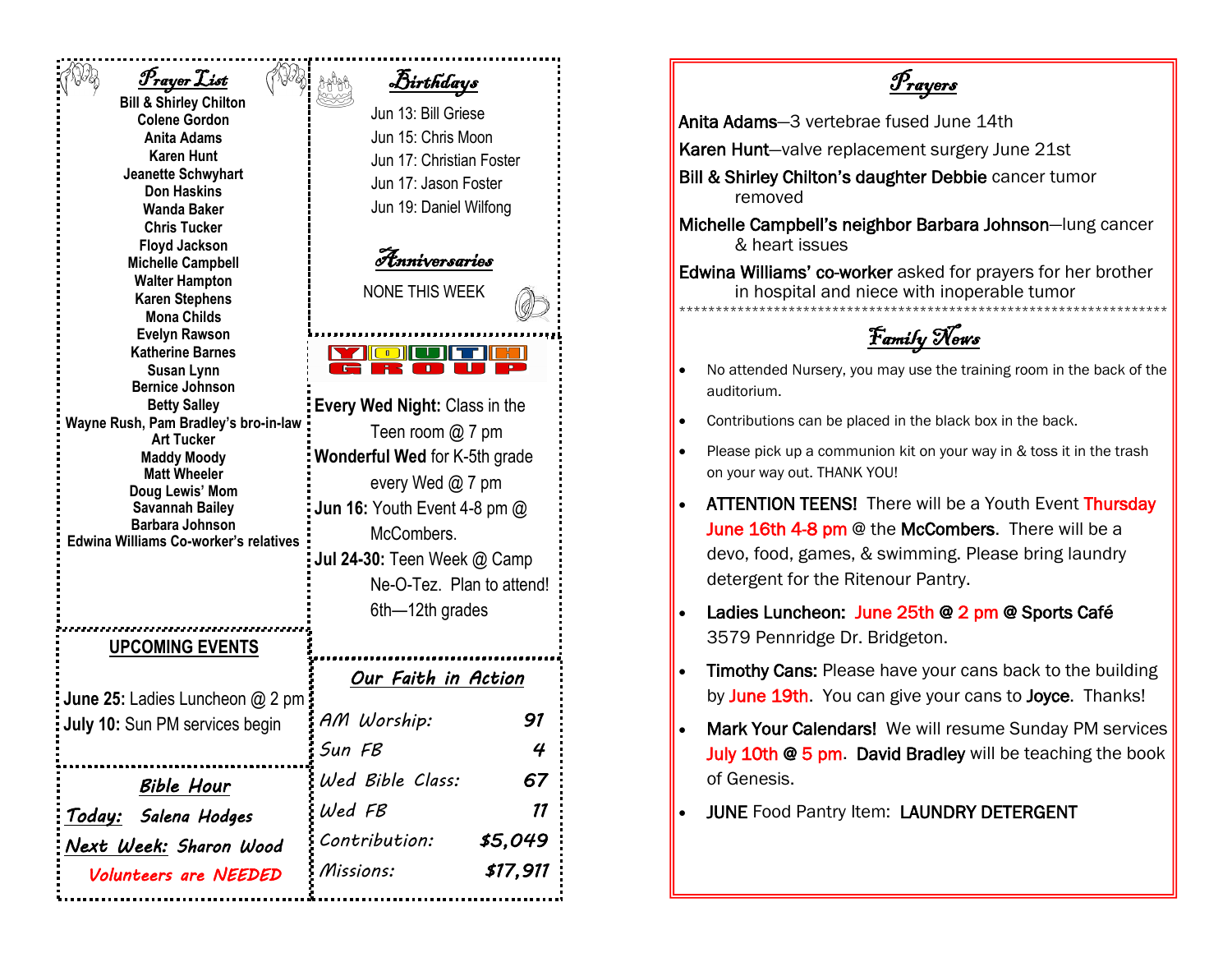## Prayer List

Bill & Shirley Chilton
Colene Gordon
Anita Adams
Karen Hunt
Jeanette Schwyhart
Don Haskins
Wanda Baker
Chris Tucker
Floyd Jackson
Michelle Campbell
Walter Hampton
Karen Stephens
Mona Childs
Evelyn Rawson
Katherine Barnes
Susan Lynn
Bernice Johnson
Betty Salley
Wayne Rush, Pam Bradley's bro-in-law
Art Tucker
Maddy Moody
Matt Wheeler
Doug Lewis' Mom
Savannah Bailey
Barbara Johnson
Edwina Williams Co-worker's relatives

## Birthdays

Jun 13: Bill Griese
Jun 15: Chris Moon
Jun 17: Christian Foster
Jun 17: Jason Foster
Jun 19: Daniel Wilfong

## Anniversaries

NONE THIS WEEK

## YOUTH GROUP

**Every Wed Night:** Class in the Teen room @ 7 pm

**Wonderful Wed** for K-5th grade every Wed @ 7 pm

**Jun 16:** Youth Event 4-8 pm @ McCombers.

**Jul 24-30:** Teen Week @ Camp Ne-O-Tez. Plan to attend! 6th—12th grades

## UPCOMING EVENTS

**June 25:** Ladies Luncheon @ 2 pm
**July 10:** Sun PM services begin

## Bible Hour

**Today:** Salena Hodges
**Next Week:** Sharon Wood
Volunteers are NEEDED

## Our Faith in Action

| | |
|---|---|
| AM Worship: | 91 |
| Sun FB | 4 |
| Wed Bible Class: | 67 |
| Wed FB | 11 |
| Contribution: | $5,049 |
| Missions: | $17,911 |

## Prayers

Anita Adams—3 vertebrae fused June 14th

Karen Hunt—valve replacement surgery June 21st

Bill & Shirley Chilton's daughter Debbie cancer tumor removed

Michelle Campbell's neighbor Barbara Johnson—lung cancer & heart issues

Edwina Williams' co-worker asked for prayers for her brother in hospital and niece with inoperable tumor

\*\*\*\*\*\*\*\*\*\*\*\*\*\*\*\*\*\*\*\*\*\*\*\*\*\*\*\*\*\*\*\*\*\*\*\*\*\*\*\*\*\*\*\*\*\*\*\*\*\*\*\*\*\*\*\*\*\*\*\*\*\*\*\*\*\*\*\*\*\*\*

## Family News

- No attended Nursery, you may use the training room in the back of the auditorium.
- Contributions can be placed in the black box in the back.
- Please pick up a communion kit on your way in & toss it in the trash on your way out. THANK YOU!
- **ATTENTION TEENS!** There will be a Youth Event Thursday June 16th 4-8 pm @ the McCombers. There will be a devo, food, games, & swimming. Please bring laundry detergent for the Ritenour Pantry.
- **Ladies Luncheon:** June 25th @ 2 pm @ Sports Café 3579 Pennridge Dr. Bridgeton.
- **Timothy Cans:** Please have your cans back to the building by June 19th. You can give your cans to Joyce. Thanks!
- **Mark Your Calendars!** We will resume Sunday PM services July 10th @ 5 pm. David Bradley will be teaching the book of Genesis.
- JUNE Food Pantry Item: LAUNDRY DETERGENT